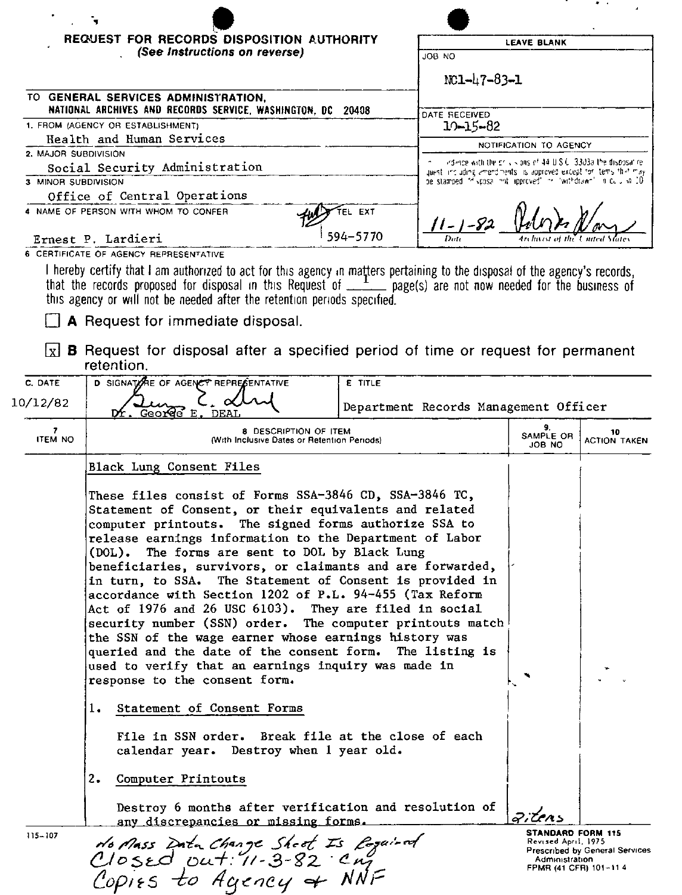# REQUEST FOR RECORDS DISPOSITION AUTHORITY

*(See Instructions on reverse)*

**LEAVE BLANK**

JOB NO: NC1-47-83-1

DATE RECEIVED: 10-15-82

NOTIFICATION TO AGENCY

In accordance with the provisions of 44 U.S.C. 3303a the disposal request, including amendments, is approved except for items that may be stamped "disposal not approved" or "withdrawn" in column 10.

11-1-82 — Date | [signature] — Archivist of the United States

TO: GENERAL SERVICES ADMINISTRATION, NATIONAL ARCHIVES AND RECORDS SERVICE, WASHINGTON, DC 20408

1. FROM (AGENCY OR ESTABLISHMENT): Health and Human Services
2. MAJOR SUBDIVISION: Social Security Administration
3. MINOR SUBDIVISION: Office of Central Operations
4. NAME OF PERSON WITH WHOM TO CONFER: Ernest P. Lardieri — TEL EXT: 594-5770
5. CERTIFICATE OF AGENCY REPRESENTATIVE

I hereby certify that I am authorized to act for this agency in matters pertaining to the disposal of the agency's records, that the records proposed for disposal in this Request of 1 page(s) are not now needed for the business of this agency or will not be needed after the retention periods specified.

☐ **A** Request for immediate disposal.

☒ **B** Request for disposal after a specified period of time or request for permanent retention.

| C. DATE | D. SIGNATURE OF AGENCY REPRESENTATIVE | E. TITLE |
|---|---|---|
| 10/12/82 | Dr. George E. DEAL | Department Records Management Officer |

| 7. ITEM NO | 8. DESCRIPTION OF ITEM (With Inclusive Dates or Retention Periods) | 9. SAMPLE OR JOB NO | 10. ACTION TAKEN |
|---|---|---|---|
| | **Black Lung Consent Files**<br><br>These files consist of Forms SSA-3846 CD, SSA-3846 TC, Statement of Consent, or their equivalents and related computer printouts. The signed forms authorize SSA to release earnings information to the Department of Labor (DOL). The forms are sent to DOL by Black Lung beneficiaries, survivors, or claimants and are forwarded, in turn, to SSA. The Statement of Consent is provided in accordance with Section 1202 of P.L. 94-455 (Tax Reform Act of 1976 and 26 USC 6103). They are filed in social security number (SSN) order. The computer printouts match the SSN of the wage earner whose earnings history was queried and the date of the consent form. The listing is used to verify that an earnings inquiry was made in response to the consent form.<br><br>1. Statement of Consent Forms<br><br>File in SSN order. Break file at the close of each calendar year. Destroy when 1 year old.<br><br>2. Computer Printouts<br><br>Destroy 6 months after verification and resolution of any discrepancies or missing forms. | 2 items | |

115-107

No Mass Data Change Sheet Is Required
Closed out: 11-3-82 cmj
Copies to Agency & NNF

**STANDARD FORM 115**
Revised April, 1975
Prescribed by General Services Administration
FPMR (41 CFR) 101-11.4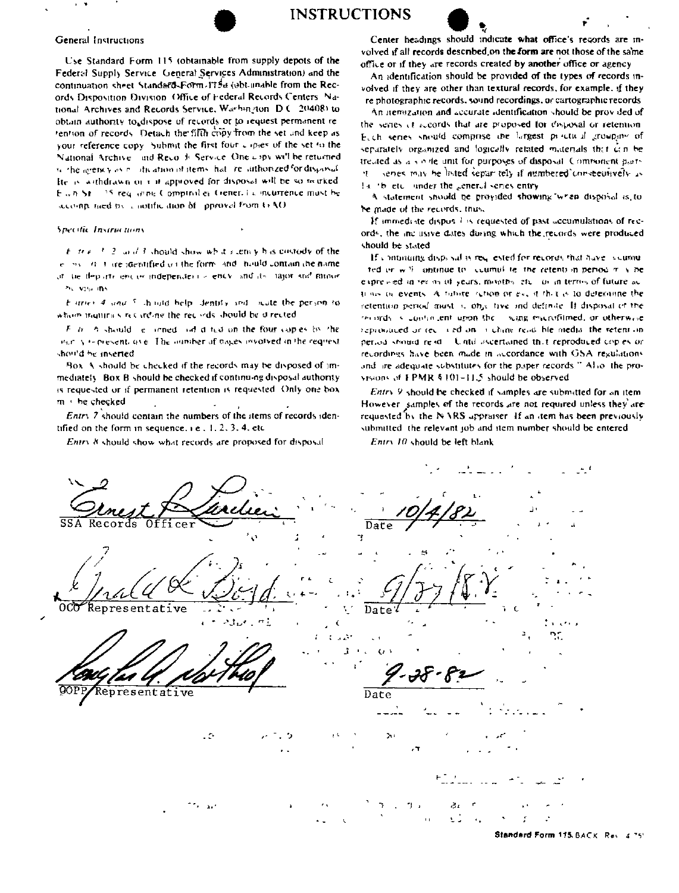# INSTRUCTIONS

## General Instructions

Use Standard Form 115 (obtainable from supply depots of the Federal Supply Service, General Services Administration) and the continuation sheet Standard Form 115a (obtainable from the Records Disposition Division, Office of Federal Records Centers, National Archives and Records Service, Washington, D.C. 20408) to obtain authority to dispose of records or to request permanent retention of records. Detach the fifth copy from the set and keep as your reference copy. Submit the first four copies of the set to the National Archives and Records Service. One copy will be returned to the agency as notification of items that are authorized for disposal. Items withdrawn or not approved for disposal will be so marked. Each SF 115 requiring Comptroller General concurrence must be accompanied by a notification of approval from GAO.

## Specific Instructions

*Entries 1, 2, and 3* should show what agency has custody of the records that are identified on the form, and should contain the name of the department or independent agency, and its major and minor subdivisions.

*Entries 4 and 5* should help identify and locate the person to whom inquiries regarding the records should be directed.

*Entry 6* should be signed and dated on the four copies by the agency representative. The number of pages involved in the request should be inserted.

Box A should be checked if the records may be disposed of immediately. Box B should be checked if continuing disposal authority is requested or if permanent retention is requested. Only one box may be checked.

*Entry 7* should contain the numbers of the items of records identified on the form in sequence, i.e., 1, 2, 3, 4, etc.

*Entry 8* should show what records are proposed for disposal.

Center headings should indicate what office's records are involved if all records described on the form are not those of the same office or if they are records created by another office or agency.

An identification should be provided of the types of records involved if they are other than textural records, for example, if they are photographic records, sound recordings, or cartographic records.

An itemization and accurate identification should be provided of the series of records that are proposed for disposal or retention. Each series should comprise the largest practical grouping of separately organized and logically related materials that can be treated as a single unit for purposes of disposal. Component parts of a series may be listed separately if numbered consecutively as 1a, 1b, etc., under the general series entry.

A statement should be provided showing when disposal is to be made of the records, thus:

If immediate disposal is requested of past accumulations of records, the inclusive dates during which the records were produced should be stated.

If continuing disposal is requested for records that have accumulated or will continue to accumulate, the retention period may be expressed in terms of years, months, etc., or in terms of future actions or events. A future action or event that is to determine the retention period must be objective and definite. If disposal of the records is contingent upon their being microfilmed, or otherwise reproduced or recorded on machine readable media, the retention period should read: "Until ascertained that reproduced copies or recordings have been made in accordance with GSA regulations and are adequate substitutes for the paper records." Also, the provisions of FPMR § 101-11.5 should be observed.

*Entry 9* should be checked if samples are submitted for an item. However, samples of the records are not required unless they are requested by the NARS appraiser. If an item has been previously submitted, the relevant job and item number should be entered.

*Entry 10* should be left blank.

Ernest R. Lardieri
SSA Records Officer — Date 10/4/82

Gerald L. Boyd
OCO Representative — Date 9/27/82

Douglas A. Northrop
OOPP Representative — Date 9-28-82

Standard Form 115 BACK Rev. 4-75